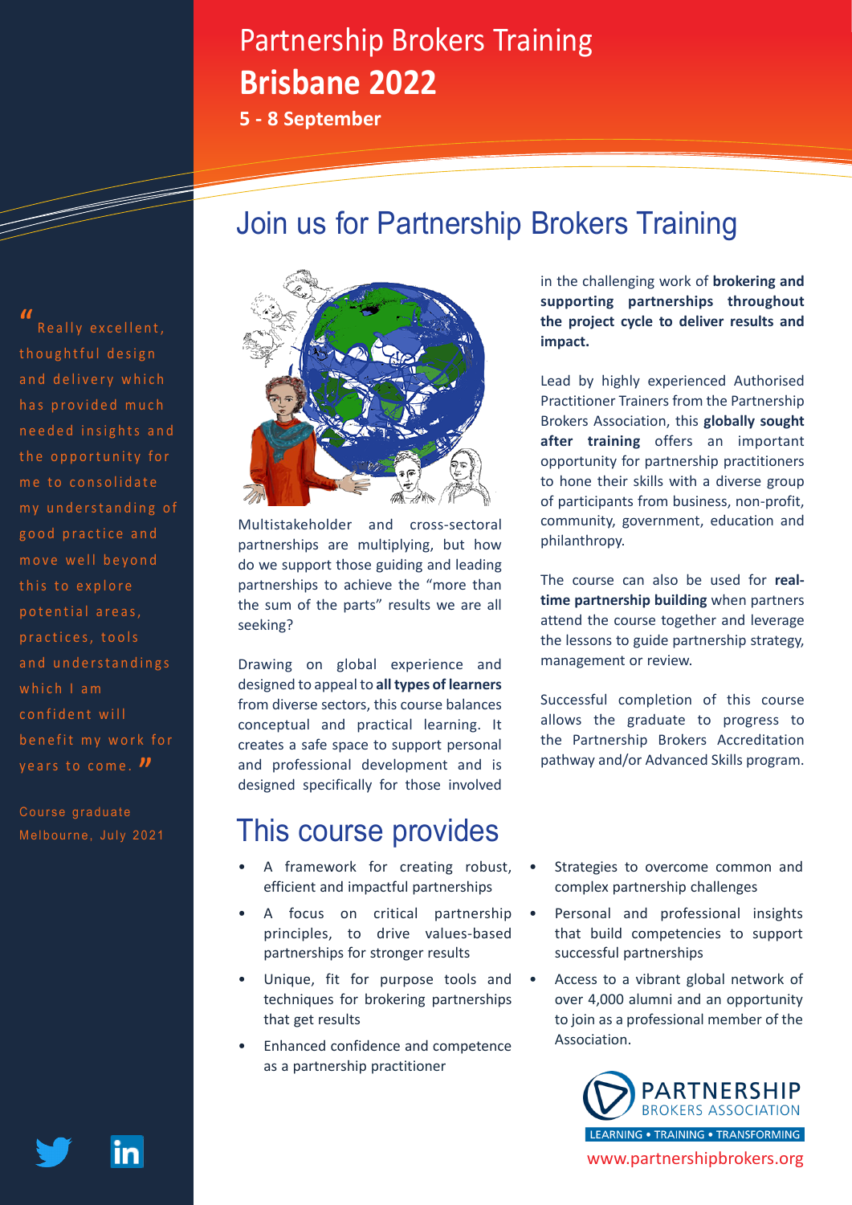# Partnership Brokers Training

# **Brisbane 2022**

**5 - 8 September**

## Join us for Partnership Brokers Training

Multistakeholder and cross-sectoral partnerships are multiplying, but how do we support those guiding and leading partnerships to achieve the "more than the sum of the parts" results we are all seeking?

Drawing on global experience and designed to appeal to **all types of learners** from diverse sectors, this course balances conceptual and practical learning. It creates a safe space to support personal and professional development and is designed specifically for those involved in the challenging work of **brokering and supporting partnerships throughout the project cycle to deliver results and impact.**

Lead by highly experienced Authorised Practitioner Trainers from the Partnership Brokers Association, this **globally sought after training** offers an important opportunity for partnership practitioners to hone their skills with a diverse group of participants from business, non-profit, community, government, education and philanthropy.

The course can also be used for **real-time partnership building** when partners attend the course together and leverage the lessons to guide partnership strategy, management or review.

Successful completion of this course allows the graduate to progress to the Partnership Brokers Accreditation pathway and/or Advanced Skills program.

## This course provides

- A framework for creating robust, efficient and impactful partnerships
- A focus on critical partnership principles, to drive values-based partnerships for stronger results
- Unique, fit for purpose tools and techniques for brokering partnerships that get results
- Enhanced confidence and competence as a partnership practitioner
- Strategies to overcome common and complex partnership challenges
- Personal and professional insights that build competencies to support successful partnerships
- Access to a vibrant global network of over 4,000 alumni and an opportunity to join as a professional member of the Association.

"Really excellent, thoughtful design and delivery which has provided much needed insights and the opportunity for me to consolidate my understanding of good practice and move well beyond this to explore potential areas, practices, tools and understandings which I am confident will benefit my work for years to come."

Course graduate
Melbourne, July 2021

PARTNERSHIP BROKERS ASSOCIATION
LEARNING • TRAINING • TRANSFORMING
www.partnershipbrokers.org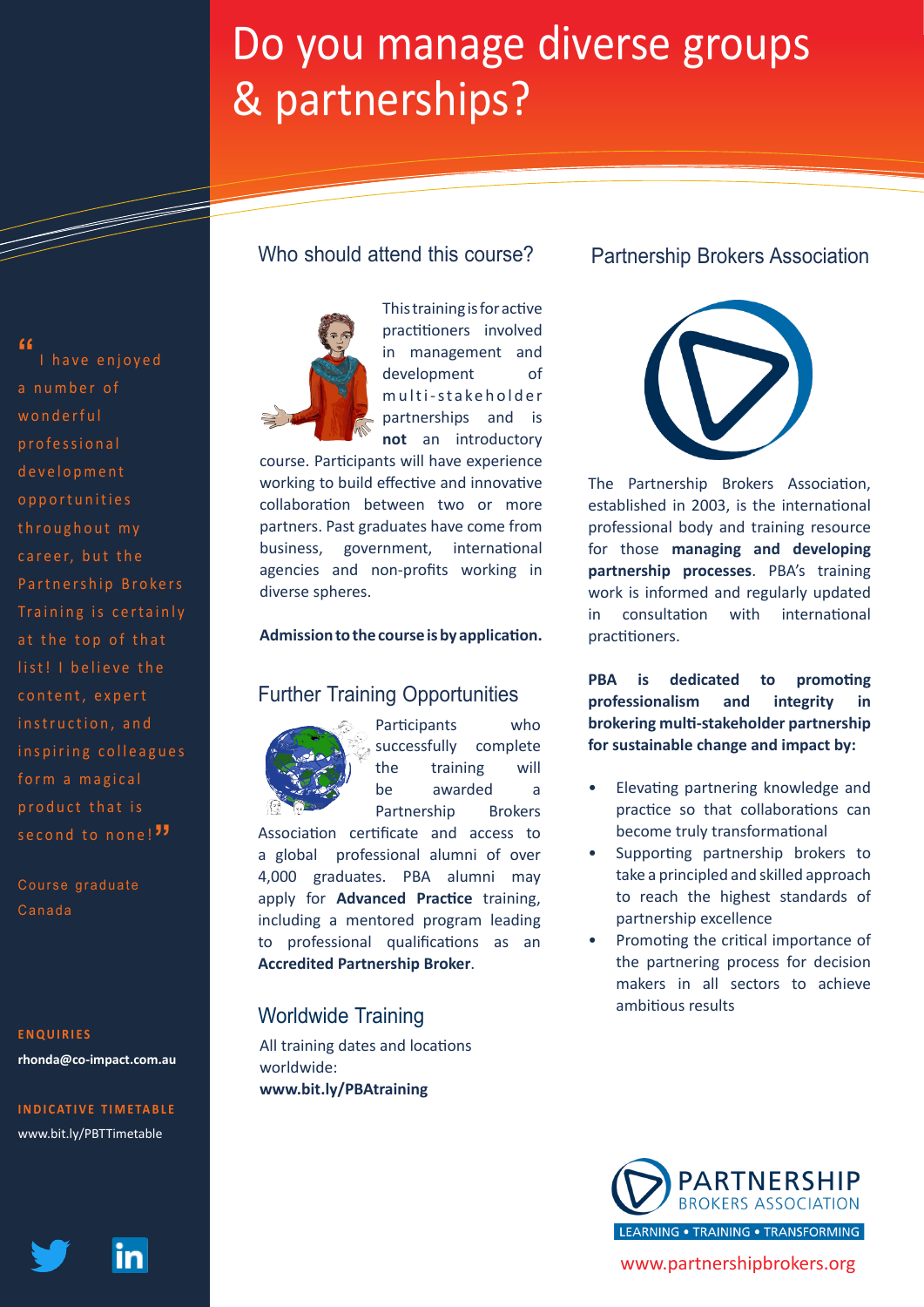# Do you manage diverse groups & partnerships?

> "I have enjoyed a number of wonderful professional development opportunities throughout my career, but the Partnership Brokers Training is certainly at the top of that list! I believe the content, expert instruction, and inspiring colleagues form a magical product that is second to none!"
>
> Course graduate
> Canada

**ENQUIRIES**

**rhonda@co-impact.com.au**

**INDICATIVE TIMETABLE**

www.bit.ly/PBTTimetable

## Who should attend this course?

This training is for active practitioners involved in management and development of multi-stakeholder partnerships and is **not** an introductory course. Participants will have experience working to build effective and innovative collaboration between two or more partners. Past graduates have come from business, government, international agencies and non-profits working in diverse spheres.

**Admission to the course is by application.**

## Further Training Opportunities

Participants who successfully complete the training will be awarded a Partnership Brokers Association certificate and access to a global professional alumni of over 4,000 graduates. PBA alumni may apply for **Advanced Practice** training, including a mentored program leading to professional qualifications as an **Accredited Partnership Broker**.

## Worldwide Training

All training dates and locations worldwide:
**www.bit.ly/PBAtraining**

## Partnership Brokers Association

The Partnership Brokers Association, established in 2003, is the international professional body and training resource for those **managing and developing partnership processes**. PBA's training work is informed and regularly updated in consultation with international practitioners.

**PBA is dedicated to promoting professionalism and integrity in brokering multi-stakeholder partnership for sustainable change and impact by:**

- Elevating partnering knowledge and practice so that collaborations can become truly transformational
- Supporting partnership brokers to take a principled and skilled approach to reach the highest standards of partnership excellence
- Promoting the critical importance of the partnering process for decision makers in all sectors to achieve ambitious results

PARTNERSHIP BROKERS ASSOCIATION
LEARNING • TRAINING • TRANSFORMING

www.partnershipbrokers.org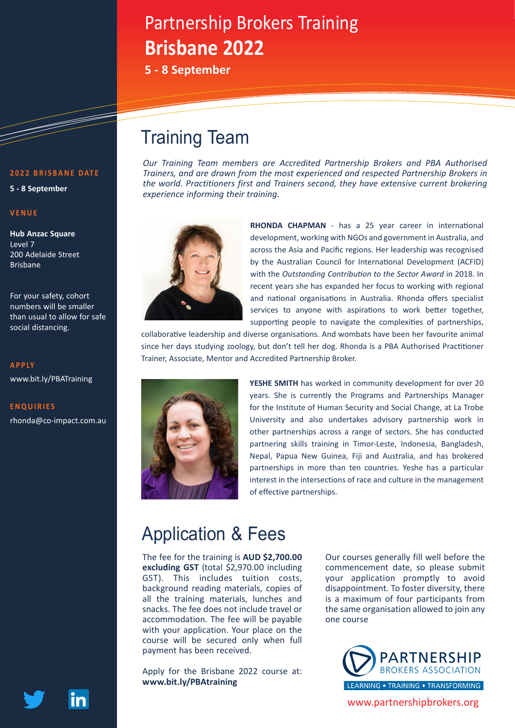# Partnership Brokers Training

# Brisbane 2022

**5 - 8 September**

**2022 BRISBANE DATE**

**5 - 8 September**

**VENUE**

**Hub Anzac Square**
Level 7
200 Adelaide Street
Brisbane

For your safety, cohort numbers will be smaller than usual to allow for safe social distancing.

**APPLY**

www.bit.ly/PBATraining

**ENQUIRIES**

rhonda@co-impact.com.au

## Training Team

*Our Training Team members are Accredited Partnership Brokers and PBA Authorised Trainers, and are drawn from the most experienced and respected Partnership Brokers in the world. Practitioners first and Trainers second, they have extensive current brokering experience informing their training.*

**RHONDA CHAPMAN** - has a 25 year career in international development, working with NGOs and government in Australia, and across the Asia and Pacific regions. Her leadership was recognised by the Australian Council for International Development (ACFID) with the *Outstanding Contribution to the Sector Award* in 2018. In recent years she has expanded her focus to working with regional and national organisations in Australia. Rhonda offers specialist services to anyone with aspirations to work better together, supporting people to navigate the complexities of partnerships, collaborative leadership and diverse organisations. And wombats have been her favourite animal since her days studying zoology, but don't tell her dog. Rhonda is a PBA Authorised Practitioner Trainer, Associate, Mentor and Accredited Partnership Broker.

**YESHE SMITH** has worked in community development for over 20 years. She is currently the Programs and Partnerships Manager for the Institute of Human Security and Social Change, at La Trobe University and also undertakes advisory partnership work in other partnerships across a range of sectors. She has conducted partnering skills training in Timor-Leste, Indonesia, Bangladesh, Nepal, Papua New Guinea, Fiji and Australia, and has brokered partnerships in more than ten countries. Yeshe has a particular interest in the intersections of race and culture in the management of effective partnerships.

## Application & Fees

The fee for the training is **AUD $2,700.00 excluding GST** (total $2,970.00 including GST). This includes tuition costs, background reading materials, copies of all the training materials, lunches and snacks. The fee does not include travel or accommodation. The fee will be payable with your application. Your place on the course will be secured only when full payment has been received.

Apply for the Brisbane 2022 course at: **www.bit.ly/PBAtraining**

Our courses generally fill well before the commencement date, so please submit your application promptly to avoid disappointment. To foster diversity, there is a maximum of four participants from the same organisation allowed to join any one course

PARTNERSHIP BROKERS ASSOCIATION
LEARNING • TRAINING • TRANSFORMING

www.partnershipbrokers.org